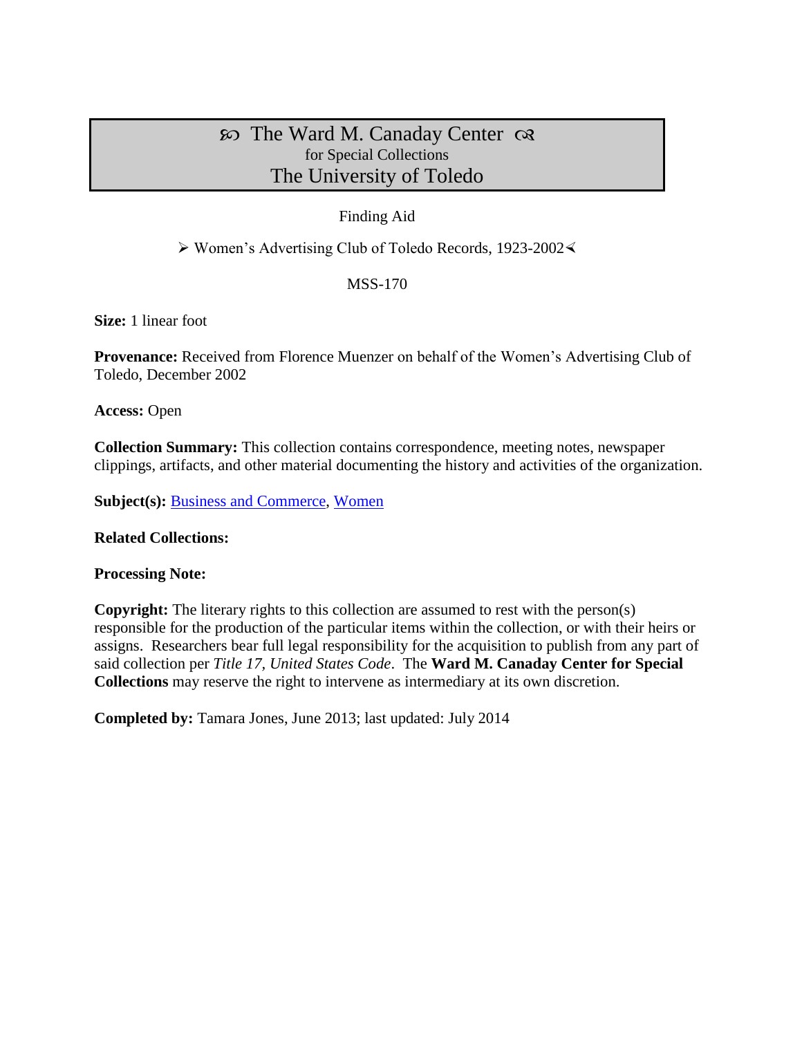# ꕥ The Ward M. Canaday Center ꕥ
for Special Collections
The University of Toledo

Finding Aid

➢ Women's Advertising Club of Toledo Records, 1923-2002⋖

MSS-170

**Size:** 1 linear foot

**Provenance:** Received from Florence Muenzer on behalf of the Women's Advertising Club of Toledo, December 2002

**Access:** Open

**Collection Summary:** This collection contains correspondence, meeting notes, newspaper clippings, artifacts, and other material documenting the history and activities of the organization.

**Subject(s):** Business and Commerce, Women

**Related Collections:**

**Processing Note:**

**Copyright:** The literary rights to this collection are assumed to rest with the person(s) responsible for the production of the particular items within the collection, or with their heirs or assigns. Researchers bear full legal responsibility for the acquisition to publish from any part of said collection per *Title 17, United States Code*. The **Ward M. Canaday Center for Special Collections** may reserve the right to intervene as intermediary at its own discretion.

**Completed by:** Tamara Jones, June 2013; last updated: July 2014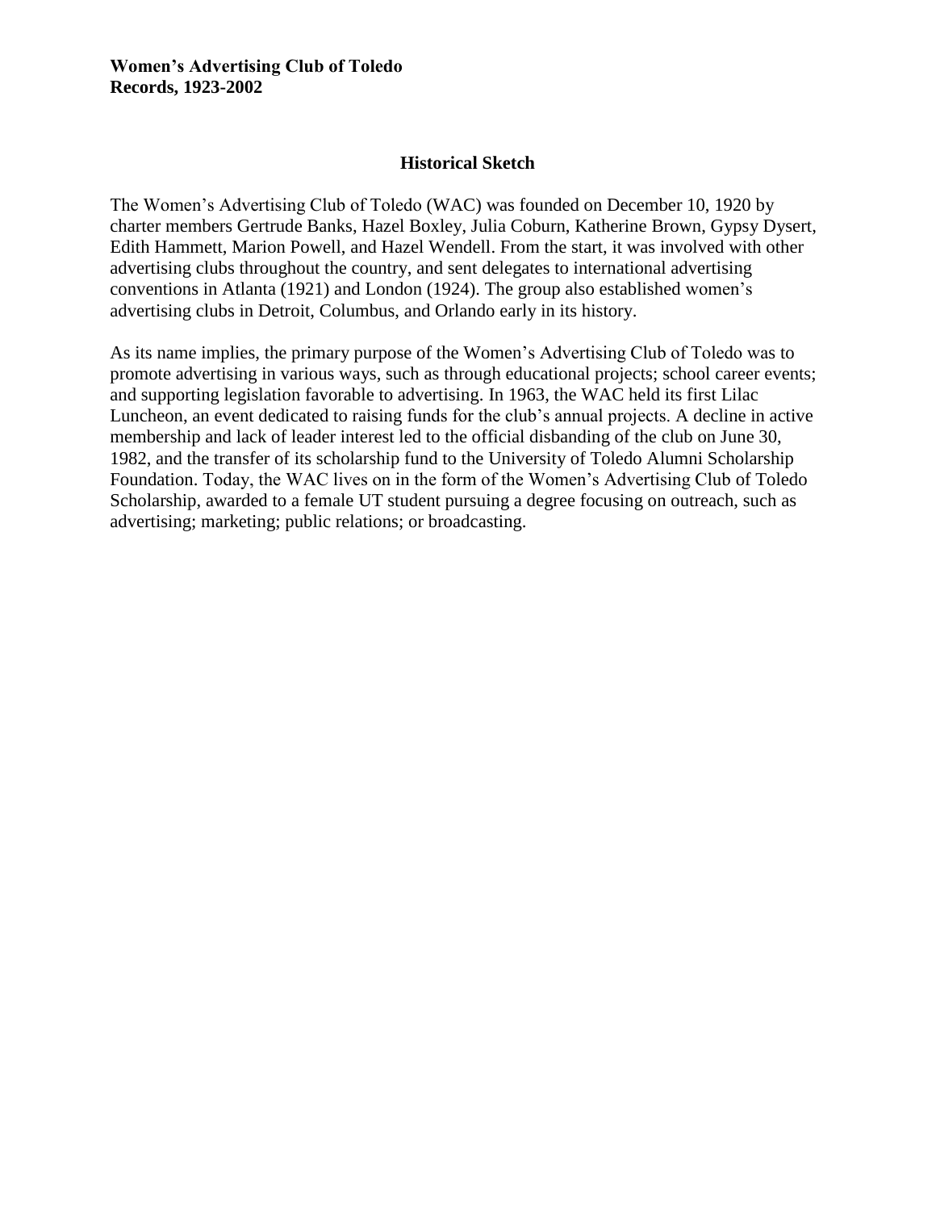**Women's Advertising Club of Toledo**
**Records, 1923-2002**

## Historical Sketch

The Women's Advertising Club of Toledo (WAC) was founded on December 10, 1920 by charter members Gertrude Banks, Hazel Boxley, Julia Coburn, Katherine Brown, Gypsy Dysert, Edith Hammett, Marion Powell, and Hazel Wendell. From the start, it was involved with other advertising clubs throughout the country, and sent delegates to international advertising conventions in Atlanta (1921) and London (1924). The group also established women's advertising clubs in Detroit, Columbus, and Orlando early in its history.

As its name implies, the primary purpose of the Women's Advertising Club of Toledo was to promote advertising in various ways, such as through educational projects; school career events; and supporting legislation favorable to advertising. In 1963, the WAC held its first Lilac Luncheon, an event dedicated to raising funds for the club's annual projects. A decline in active membership and lack of leader interest led to the official disbanding of the club on June 30, 1982, and the transfer of its scholarship fund to the University of Toledo Alumni Scholarship Foundation. Today, the WAC lives on in the form of the Women's Advertising Club of Toledo Scholarship, awarded to a female UT student pursuing a degree focusing on outreach, such as advertising; marketing; public relations; or broadcasting.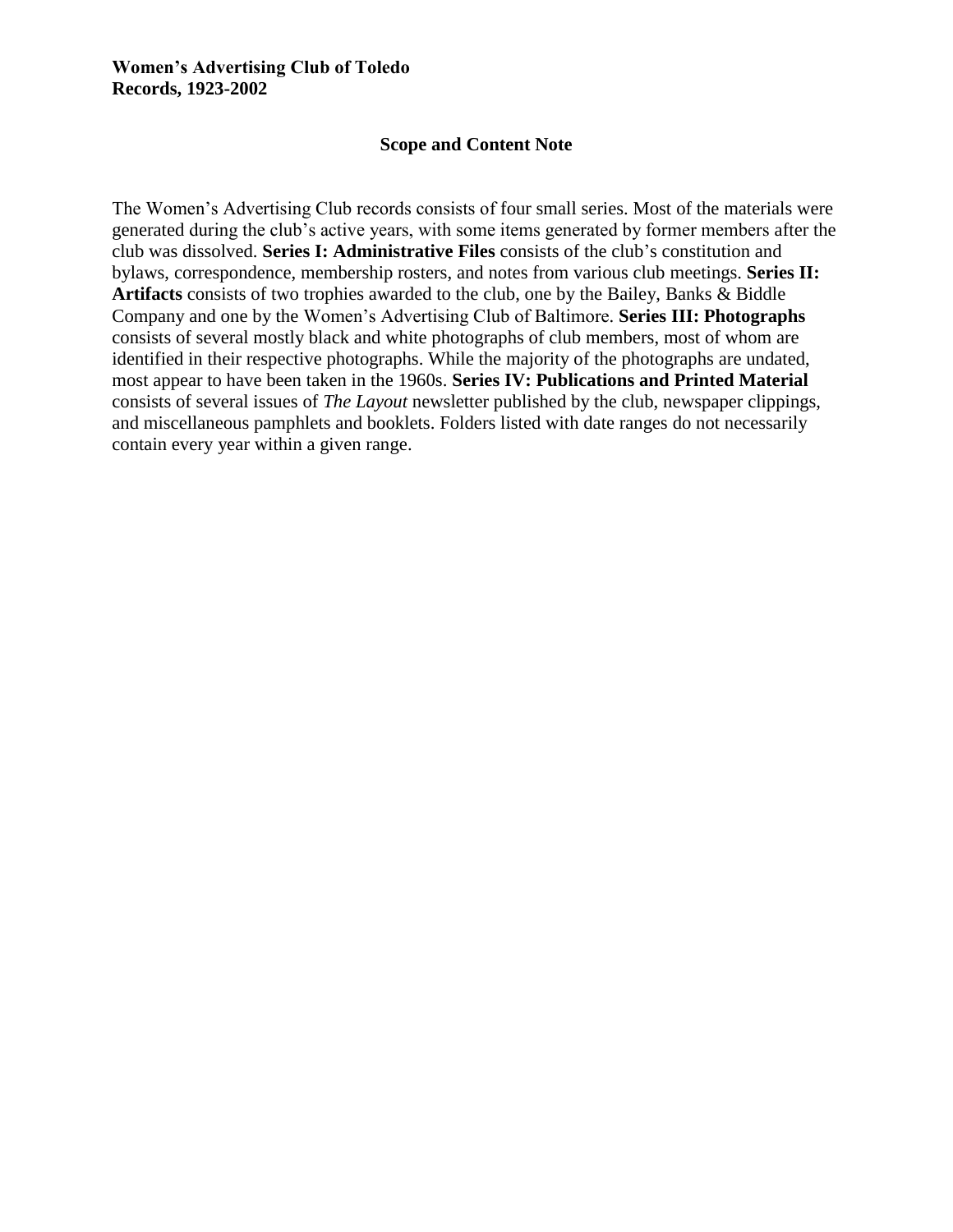**Women's Advertising Club of Toledo**
**Records, 1923-2002**

## Scope and Content Note

The Women's Advertising Club records consists of four small series. Most of the materials were generated during the club's active years, with some items generated by former members after the club was dissolved. **Series I: Administrative Files** consists of the club's constitution and bylaws, correspondence, membership rosters, and notes from various club meetings. **Series II: Artifacts** consists of two trophies awarded to the club, one by the Bailey, Banks & Biddle Company and one by the Women's Advertising Club of Baltimore. **Series III: Photographs** consists of several mostly black and white photographs of club members, most of whom are identified in their respective photographs. While the majority of the photographs are undated, most appear to have been taken in the 1960s. **Series IV: Publications and Printed Material** consists of several issues of *The Layout* newsletter published by the club, newspaper clippings, and miscellaneous pamphlets and booklets. Folders listed with date ranges do not necessarily contain every year within a given range.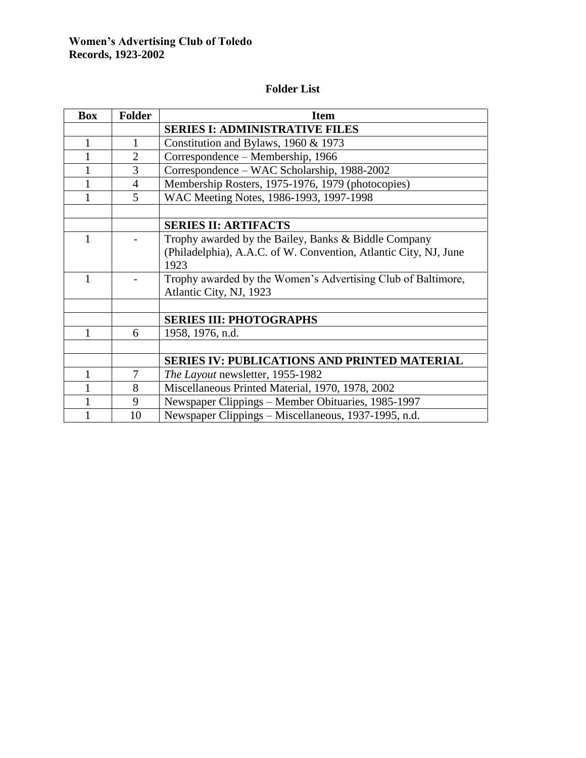**Women's Advertising Club of Toledo**
**Records, 1923-2002**

## Folder List

| Box | Folder | Item |
|---|---|---|
| | | **SERIES I: ADMINISTRATIVE FILES** |
| 1 | 1 | Constitution and Bylaws, 1960 & 1973 |
| 1 | 2 | Correspondence – Membership, 1966 |
| 1 | 3 | Correspondence – WAC Scholarship, 1988-2002 |
| 1 | 4 | Membership Rosters, 1975-1976, 1979 (photocopies) |
| 1 | 5 | WAC Meeting Notes, 1986-1993, 1997-1998 |
| | | |
| | | **SERIES II: ARTIFACTS** |
| 1 | - | Trophy awarded by the Bailey, Banks & Biddle Company (Philadelphia), A.A.C. of W. Convention, Atlantic City, NJ, June 1923 |
| 1 | - | Trophy awarded by the Women's Advertising Club of Baltimore, Atlantic City, NJ, 1923 |
| | | |
| | | **SERIES III: PHOTOGRAPHS** |
| 1 | 6 | 1958, 1976, n.d. |
| | | |
| | | **SERIES IV: PUBLICATIONS AND PRINTED MATERIAL** |
| 1 | 7 | *The Layout* newsletter, 1955-1982 |
| 1 | 8 | Miscellaneous Printed Material, 1970, 1978, 2002 |
| 1 | 9 | Newspaper Clippings – Member Obituaries, 1985-1997 |
| 1 | 10 | Newspaper Clippings – Miscellaneous, 1937-1995, n.d. |